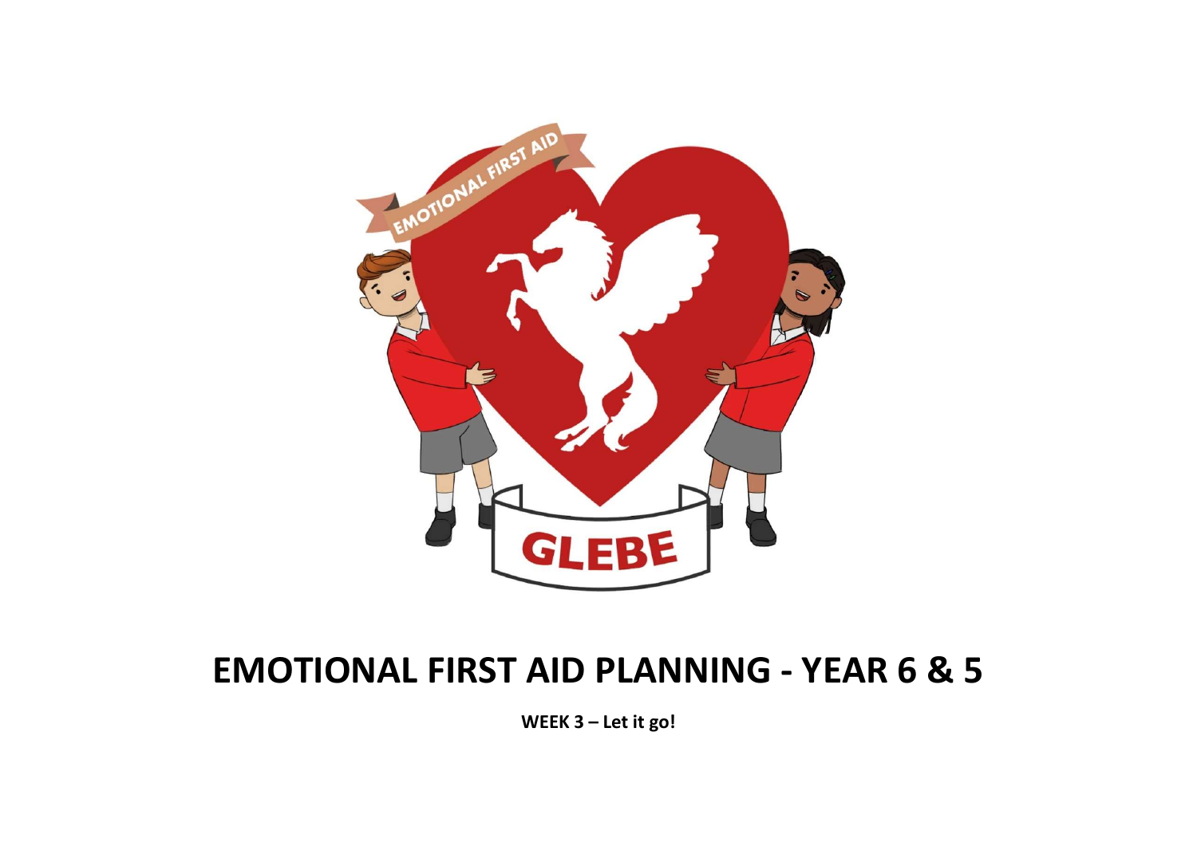# EMOTIONAL FIRST AID PLANNING - YEAR 6 & 5

**WEEK 3 – Let it go!**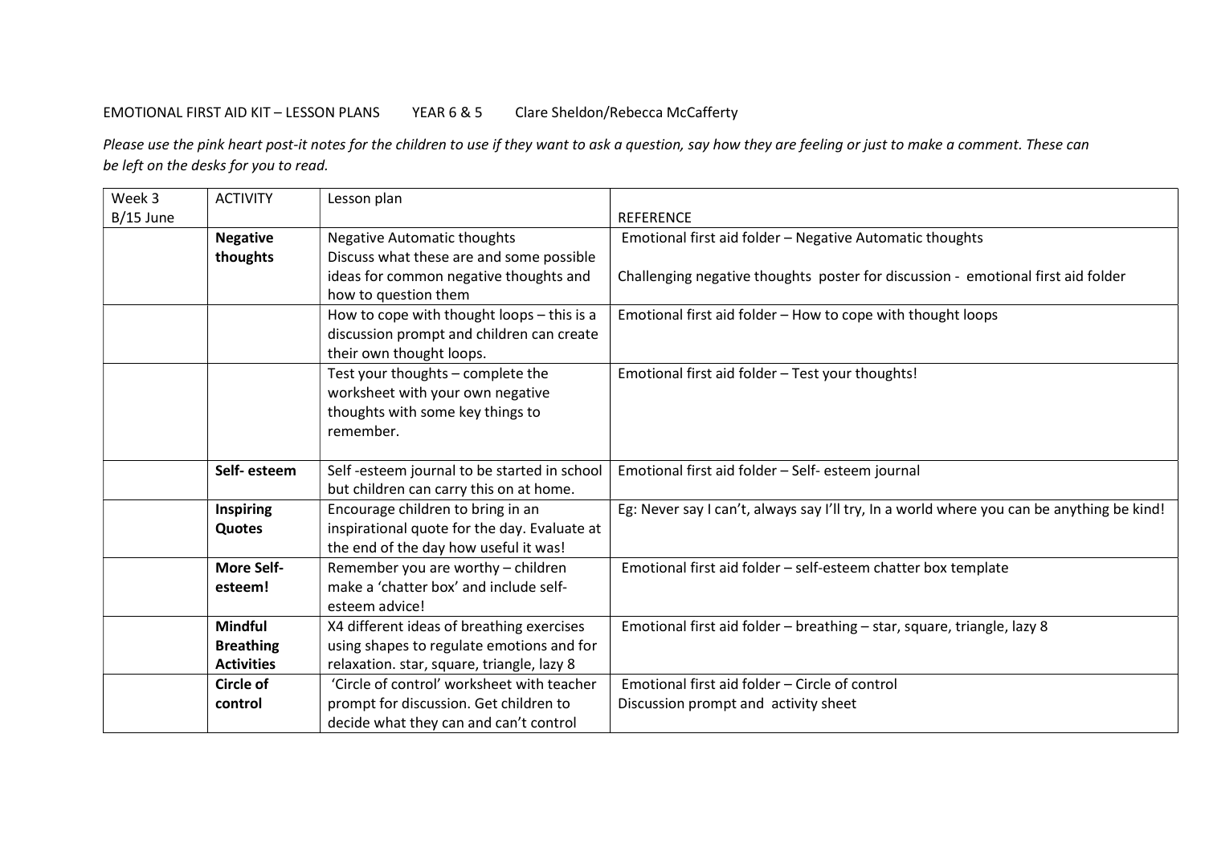EMOTIONAL FIRST AID KIT – LESSON PLANS YEAR 6 & 5 Clare Sheldon/Rebecca McCafferty

*Please use the pink heart post-it notes for the children to use if they want to ask a question, say how they are feeling or just to make a comment. These can be left on the desks for you to read.*

| Week 3 B/15 June | ACTIVITY | Lesson plan | REFERENCE |
|---|---|---|---|
| | **Negative thoughts** | Negative Automatic thoughts Discuss what these are and some possible ideas for common negative thoughts and how to question them | Emotional first aid folder – Negative Automatic thoughts<br><br>Challenging negative thoughts poster for discussion - emotional first aid folder |
| | | How to cope with thought loops – this is a discussion prompt and children can create their own thought loops. | Emotional first aid folder – How to cope with thought loops |
| | | Test your thoughts – complete the worksheet with your own negative thoughts with some key things to remember. | Emotional first aid folder – Test your thoughts! |
| | **Self- esteem** | Self -esteem journal to be started in school but children can carry this on at home. | Emotional first aid folder – Self- esteem journal |
| | **Inspiring Quotes** | Encourage children to bring in an inspirational quote for the day. Evaluate at the end of the day how useful it was! | Eg: Never say I can't, always say I'll try, In a world where you can be anything be kind! |
| | **More Self-esteem!** | Remember you are worthy – children make a 'chatter box' and include self-esteem advice! | Emotional first aid folder – self-esteem chatter box template |
| | **Mindful Breathing Activities** | X4 different ideas of breathing exercises using shapes to regulate emotions and for relaxation. star, square, triangle, lazy 8 | Emotional first aid folder – breathing – star, square, triangle, lazy 8 |
| | **Circle of control** | 'Circle of control' worksheet with teacher prompt for discussion. Get children to decide what they can and can't control | Emotional first aid folder – Circle of control<br>Discussion prompt and activity sheet |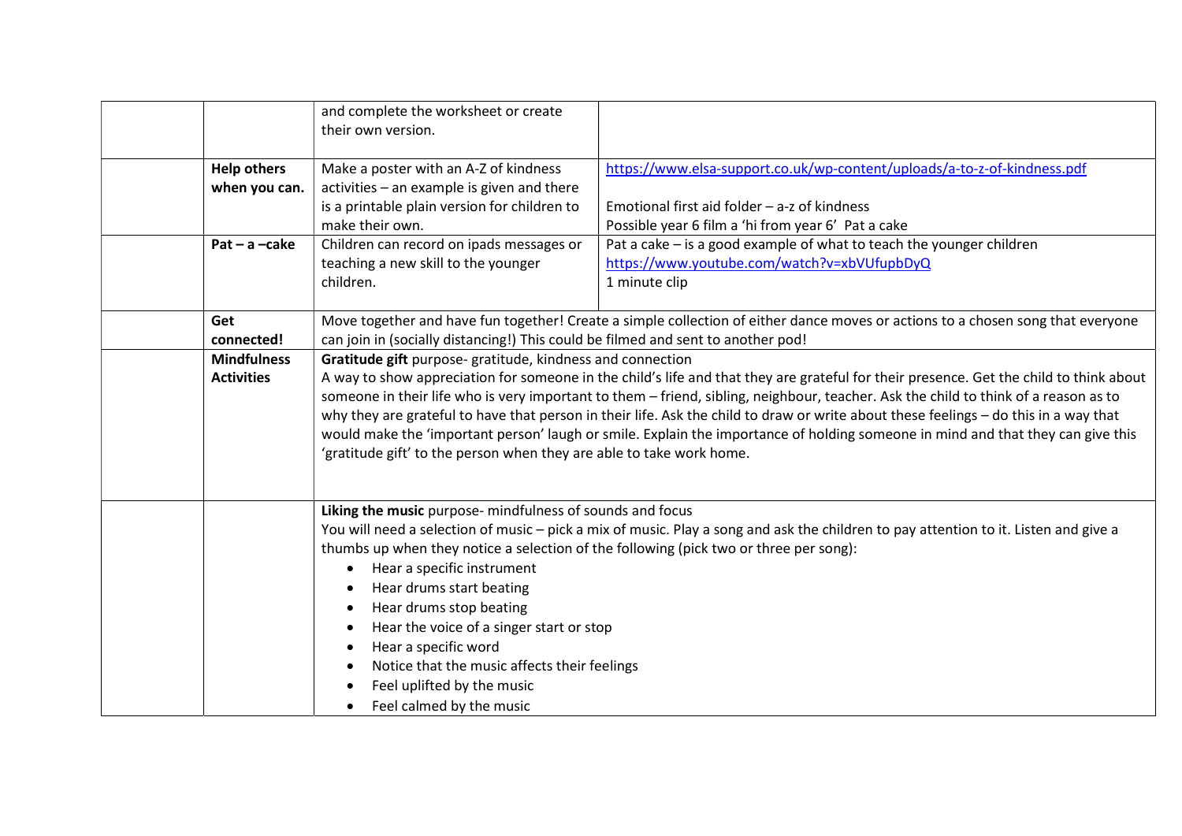| | | | |
|---|---|---|---|
| | | and complete the worksheet or create their own version. | |
| | **Help others when you can.** | Make a poster with an A-Z of kindness activities – an example is given and there is a printable plain version for children to make their own. | https://www.elsa-support.co.uk/wp-content/uploads/a-to-z-of-kindness.pdf<br><br>Emotional first aid folder – a-z of kindness<br>Possible year 6 film a 'hi from year 6' Pat a cake |
| | **Pat – a –cake** | Children can record on ipads messages or teaching a new skill to the younger children. | Pat a cake – is a good example of what to teach the younger children<br>https://www.youtube.com/watch?v=xbVUfupbDyQ<br>1 minute clip |
| | **Get connected!** | Move together and have fun together! Create a simple collection of either dance moves or actions to a chosen song that everyone can join in (socially distancing!) This could be filmed and sent to another pod! | |
| | **Mindfulness Activities** | **Gratitude gift** purpose- gratitude, kindness and connection<br>A way to show appreciation for someone in the child's life and that they are grateful for their presence. Get the child to think about someone in their life who is very important to them – friend, sibling, neighbour, teacher. Ask the child to think of a reason as to why they are grateful to have that person in their life. Ask the child to draw or write about these feelings – do this in a way that would make the 'important person' laugh or smile. Explain the importance of holding someone in mind and that they can give this 'gratitude gift' to the person when they are able to take work home. | |
| | | **Liking the music** purpose- mindfulness of sounds and focus<br>You will need a selection of music – pick a mix of music. Play a song and ask the children to pay attention to it. Listen and give a thumbs up when they notice a selection of the following (pick two or three per song):<br>• Hear a specific instrument<br>• Hear drums start beating<br>• Hear drums stop beating<br>• Hear the voice of a singer start or stop<br>• Hear a specific word<br>• Notice that the music affects their feelings<br>• Feel uplifted by the music<br>• Feel calmed by the music | |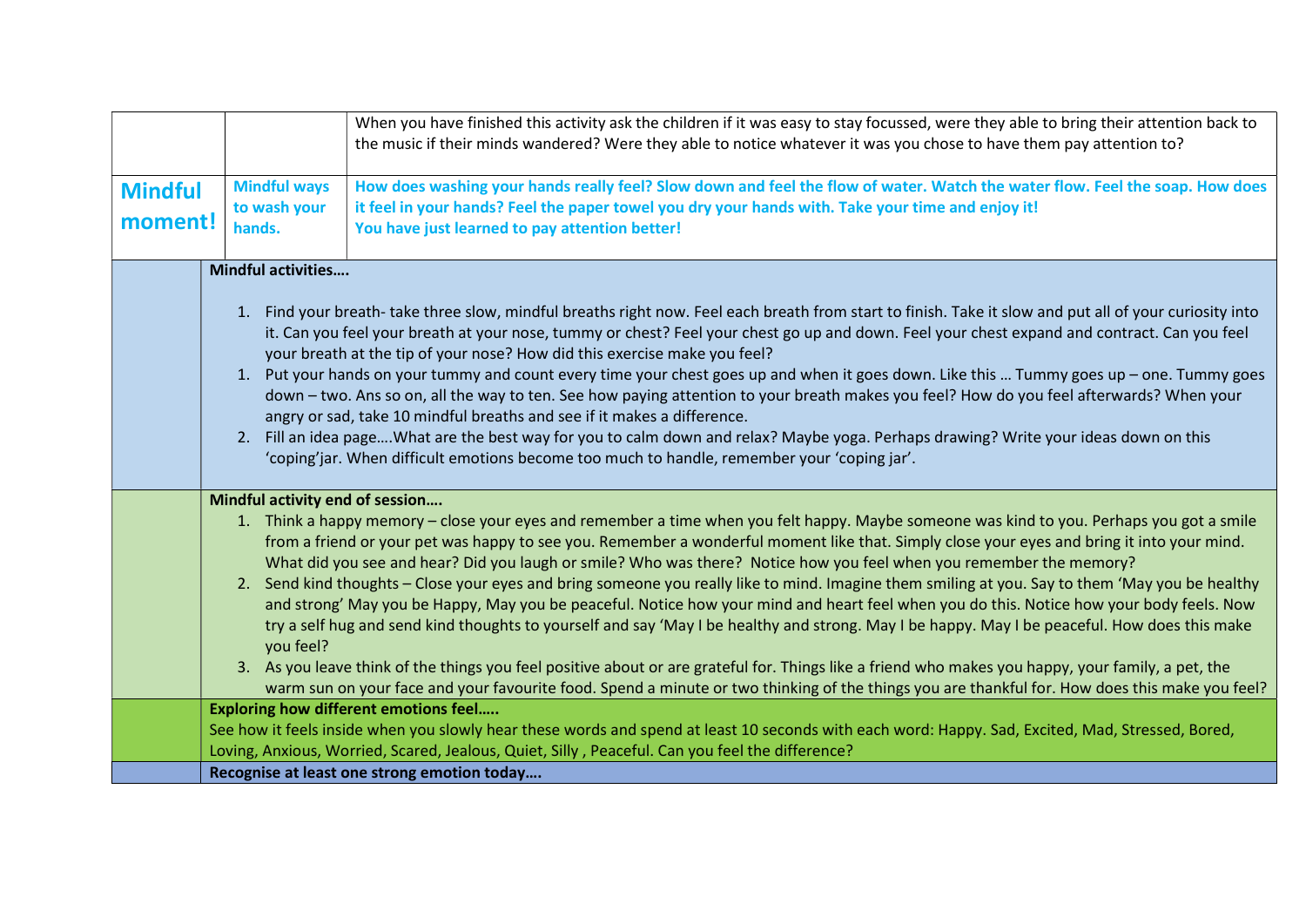| | | |
|---|---|---|
| | | When you have finished this activity ask the children if it was easy to stay focussed, were they able to bring their attention back to the music if their minds wandered? Were they able to notice whatever it was you chose to have them pay attention to? |
| **Mindful moment!** | **Mindful ways to wash your hands.** | **How does washing your hands really feel? Slow down and feel the flow of water. Watch the water flow. Feel the soap. How does it feel in your hands? Feel the paper towel you dry your hands with. Take your time and enjoy it! You have just learned to pay attention better!** |

**Mindful activities….**

1. Find your breath- take three slow, mindful breaths right now. Feel each breath from start to finish. Take it slow and put all of your curiosity into it. Can you feel your breath at your nose, tummy or chest? Feel your chest go up and down. Feel your chest expand and contract. Can you feel your breath at the tip of your nose? How did this exercise make you feel?
1. Put your hands on your tummy and count every time your chest goes up and when it goes down. Like this … Tummy goes up – one. Tummy goes down – two. Ans so on, all the way to ten. See how paying attention to your breath makes you feel? How do you feel afterwards? When your angry or sad, take 10 mindful breaths and see if it makes a difference.
2. Fill an idea page….What are the best way for you to calm down and relax? Maybe yoga. Perhaps drawing? Write your ideas down on this 'coping'jar. When difficult emotions become too much to handle, remember your 'coping jar'.

**Mindful activity end of session….**

1. Think a happy memory – close your eyes and remember a time when you felt happy. Maybe someone was kind to you. Perhaps you got a smile from a friend or your pet was happy to see you. Remember a wonderful moment like that. Simply close your eyes and bring it into your mind. What did you see and hear? Did you laugh or smile? Who was there? Notice how you feel when you remember the memory?
2. Send kind thoughts – Close your eyes and bring someone you really like to mind. Imagine them smiling at you. Say to them 'May you be healthy and strong' May you be Happy, May you be peaceful. Notice how your mind and heart feel when you do this. Notice how your body feels. Now try a self hug and send kind thoughts to yourself and say 'May I be healthy and strong. May I be happy. May I be peaceful. How does this make you feel?
3. As you leave think of the things you feel positive about or are grateful for. Things like a friend who makes you happy, your family, a pet, the warm sun on your face and your favourite food. Spend a minute or two thinking of the things you are thankful for. How does this make you feel?

**Exploring how different emotions feel…..**

See how it feels inside when you slowly hear these words and spend at least 10 seconds with each word: Happy. Sad, Excited, Mad, Stressed, Bored, Loving, Anxious, Worried, Scared, Jealous, Quiet, Silly , Peaceful. Can you feel the difference?

**Recognise at least one strong emotion today….**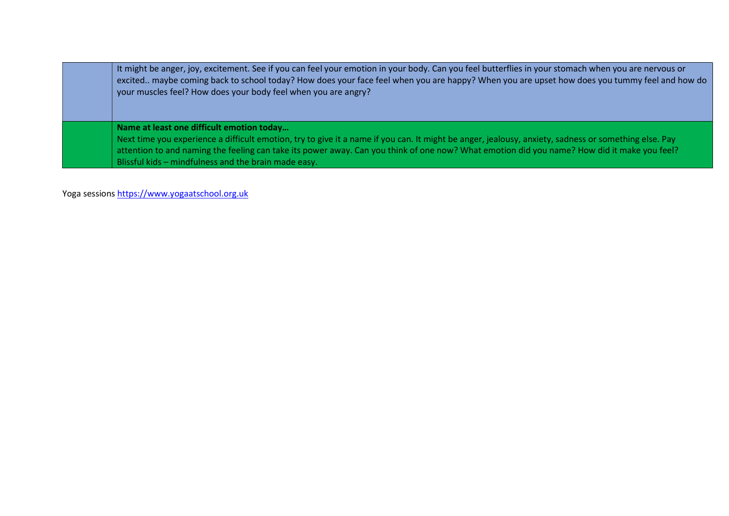| | |
|---|---|
| | It might be anger, joy, excitement. See if you can feel your emotion in your body. Can you feel butterflies in your stomach when you are nervous or excited.. maybe coming back to school today? How does your face feel when you are happy? When you are upset how does you tummy feel and how do your muscles feel? How does your body feel when you are angry? |
| | **Name at least one difficult emotion today…**<br>Next time you experience a difficult emotion, try to give it a name if you can. It might be anger, jealousy, anxiety, sadness or something else. Pay attention to and naming the feeling can take its power away. Can you think of one now? What emotion did you name? How did it make you feel?<br>Blissful kids – mindfulness and the brain made easy. |

Yoga sessions [https://www.yogaatschool.org.uk](https://www.yogaatschool.org.uk)